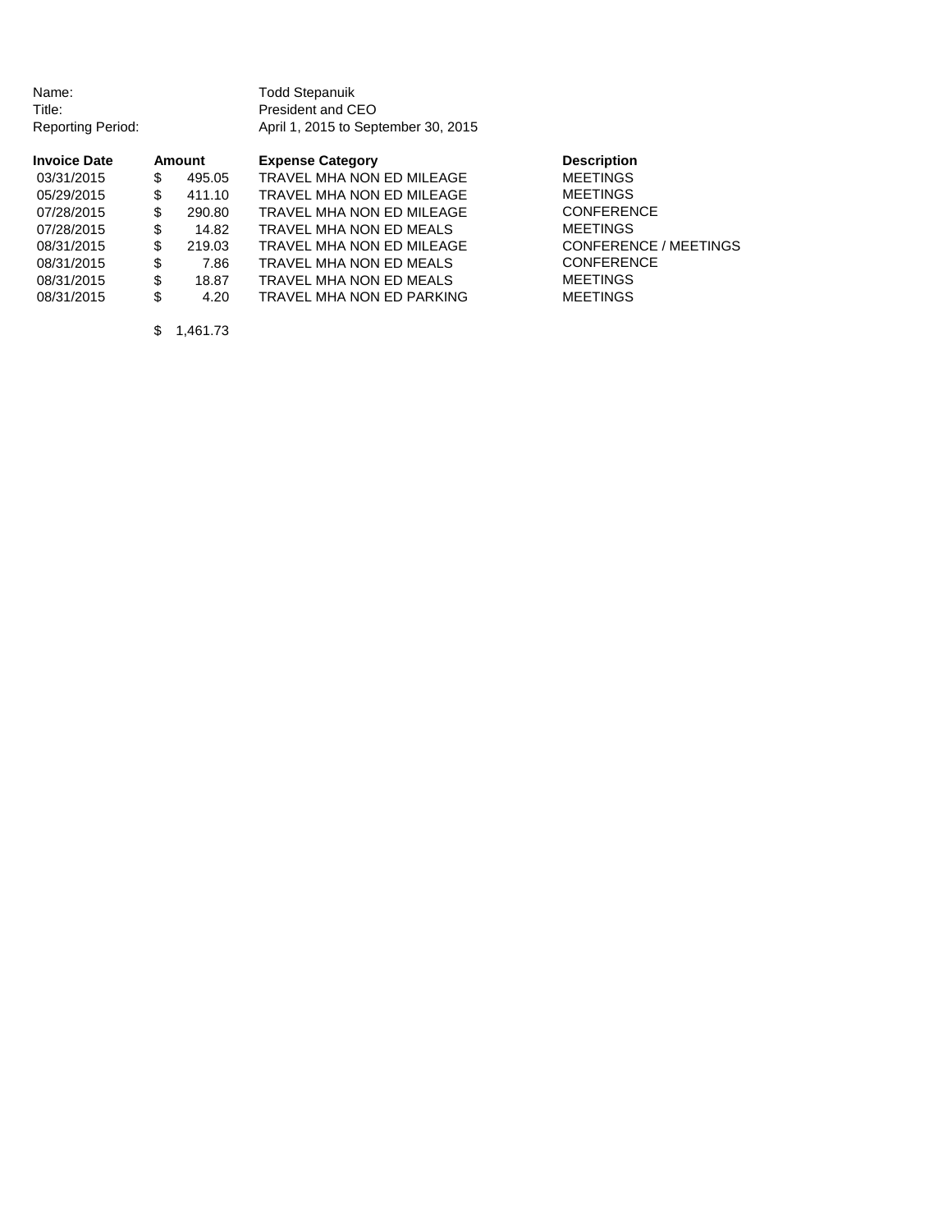Name: Todd Stepanuik
Title: President and CEO
Reporting Period: April 1, 2015 to September 30, 2015

| Invoice Date | Amount | Expense Category | Description |
|---|---|---|---|
| 03/31/2015 | $ 495.05 | TRAVEL MHA NON ED MILEAGE | MEETINGS |
| 05/29/2015 | $ 411.10 | TRAVEL MHA NON ED MILEAGE | MEETINGS |
| 07/28/2015 | $ 290.80 | TRAVEL MHA NON ED MILEAGE | CONFERENCE |
| 07/28/2015 | $ 14.82 | TRAVEL MHA NON ED MEALS | MEETINGS |
| 08/31/2015 | $ 219.03 | TRAVEL MHA NON ED MILEAGE | CONFERENCE / MEETINGS |
| 08/31/2015 | $ 7.86 | TRAVEL MHA NON ED MEALS | CONFERENCE |
| 08/31/2015 | $ 18.87 | TRAVEL MHA NON ED MEALS | MEETINGS |
| 08/31/2015 | $ 4.20 | TRAVEL MHA NON ED PARKING | MEETINGS |
| | $ 1,461.73 | | |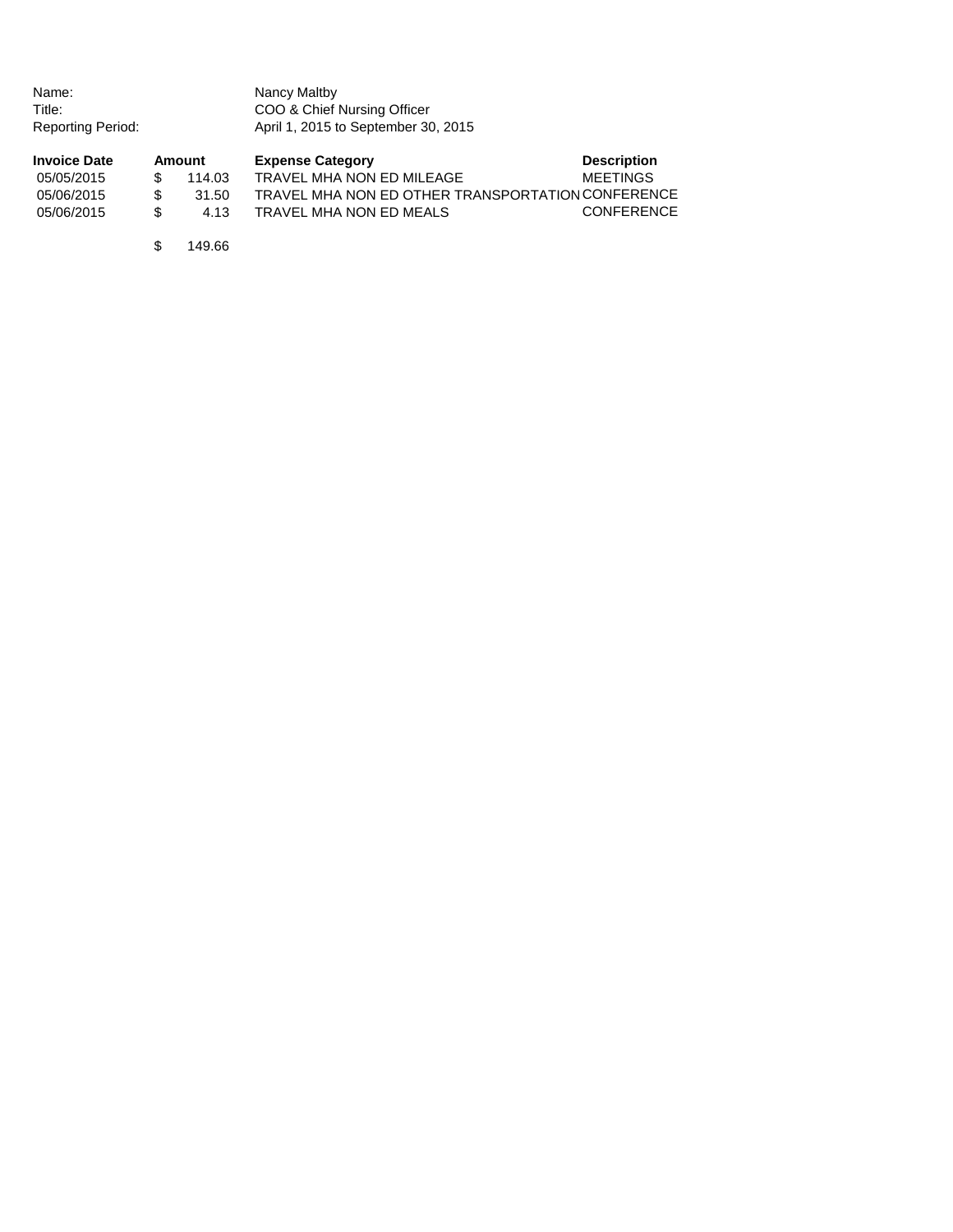Name: Nancy Maltby
Title: COO & Chief Nursing Officer
Reporting Period: April 1, 2015 to September 30, 2015

| Invoice Date | Amount | Expense Category | Description |
|---|---|---|---|
| 05/05/2015 | $ 114.03 | TRAVEL MHA NON ED MILEAGE | MEETINGS |
| 05/06/2015 | $ 31.50 | TRAVEL MHA NON ED OTHER TRANSPORTATION | CONFERENCE |
| 05/06/2015 | $ 4.13 | TRAVEL MHA NON ED MEALS | CONFERENCE |
| | $ 149.66 | | |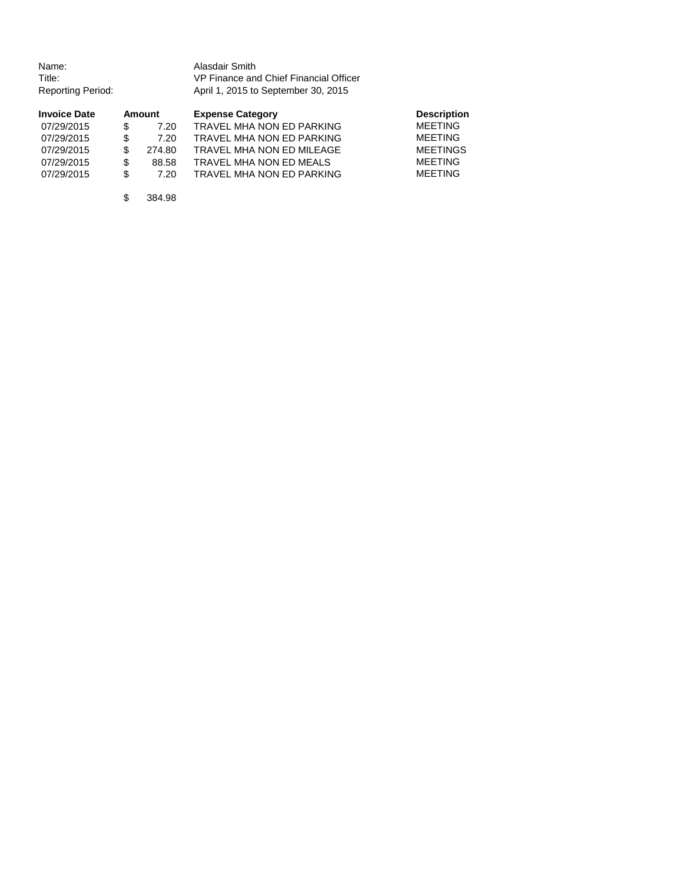Name: Alasdair Smith
Title: VP Finance and Chief Financial Officer
Reporting Period: April 1, 2015 to September 30, 2015

| Invoice Date | Amount | Expense Category | Description |
|---|---|---|---|
| 07/29/2015 | $ 7.20 | TRAVEL MHA NON ED PARKING | MEETING |
| 07/29/2015 | $ 7.20 | TRAVEL MHA NON ED PARKING | MEETING |
| 07/29/2015 | $ 274.80 | TRAVEL MHA NON ED MILEAGE | MEETINGS |
| 07/29/2015 | $ 88.58 | TRAVEL MHA NON ED MEALS | MEETING |
| 07/29/2015 | $ 7.20 | TRAVEL MHA NON ED PARKING | MEETING |
| | $ 384.98 | | |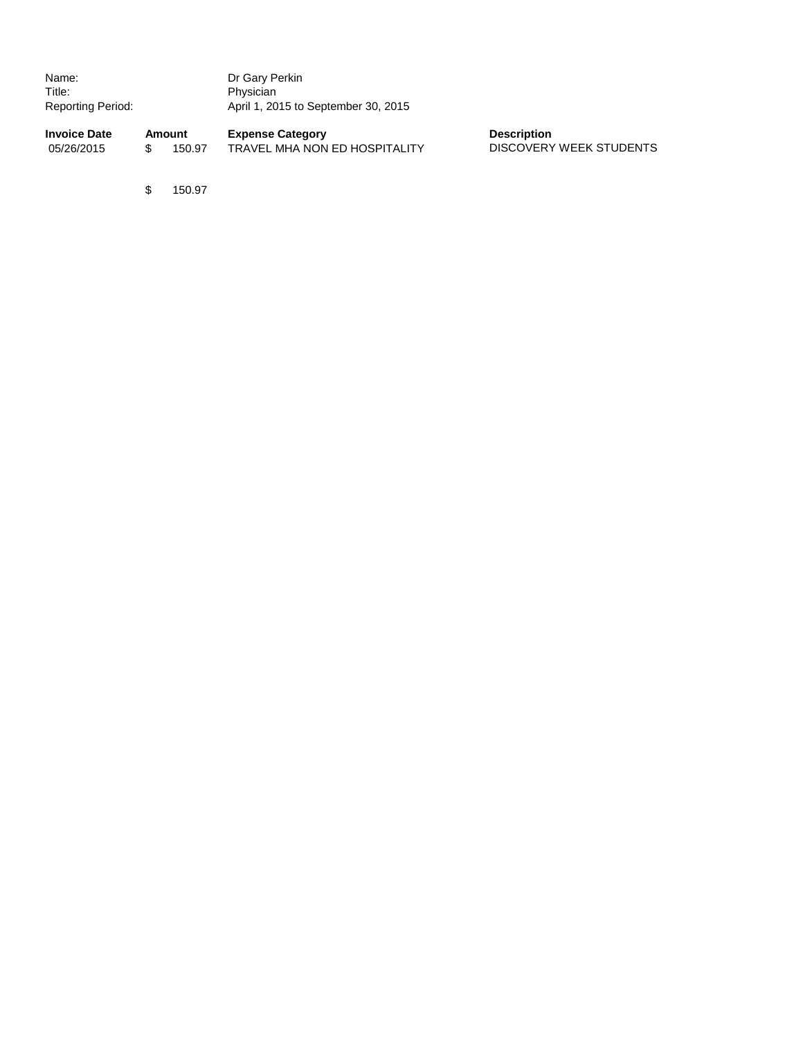Name: Dr Gary Perkin
Title: Physician
Reporting Period: April 1, 2015 to September 30, 2015

| Invoice Date | Amount | Expense Category | Description |
|---|---|---|---|
| 05/26/2015 | $ 150.97 | TRAVEL MHA NON ED HOSPITALITY | DISCOVERY WEEK STUDENTS |
| | $ 150.97 | | |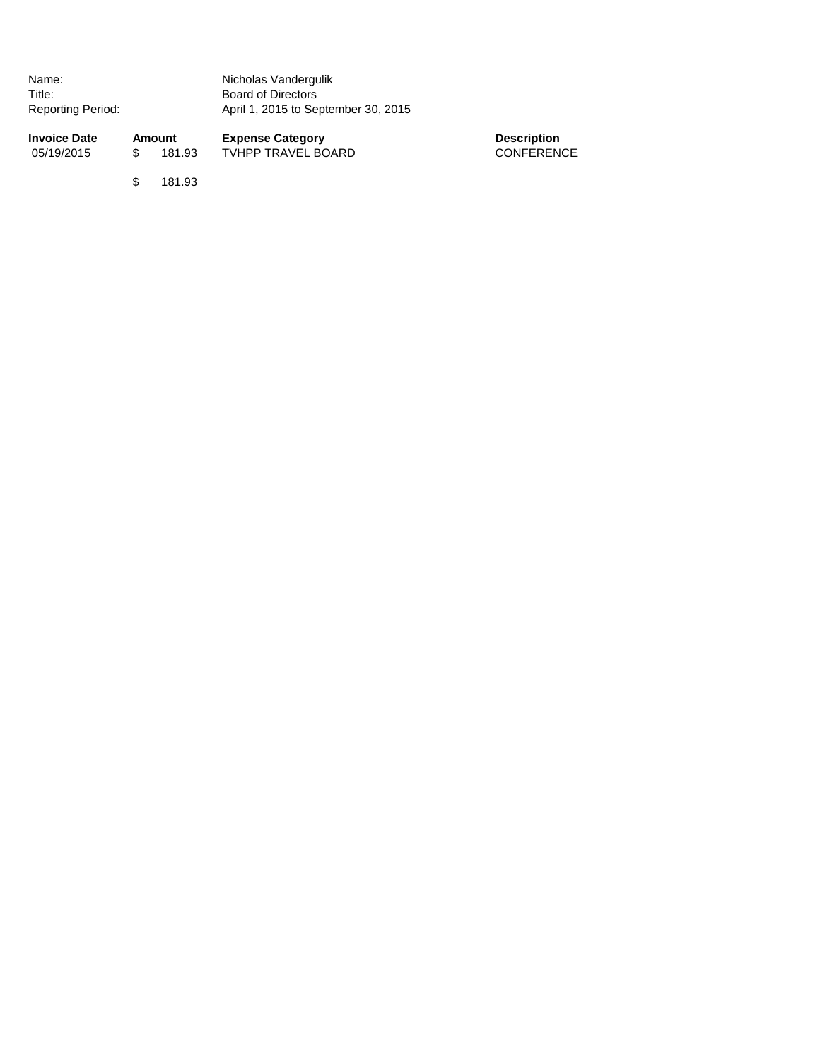Name: Nicholas Vandergulik
Title: Board of Directors
Reporting Period: April 1, 2015 to September 30, 2015

| Invoice Date | Amount | Expense Category | Description |
|---|---|---|---|
| 05/19/2015 | $ 181.93 | TVHPP TRAVEL BOARD | CONFERENCE |
| | $ 181.93 | | |